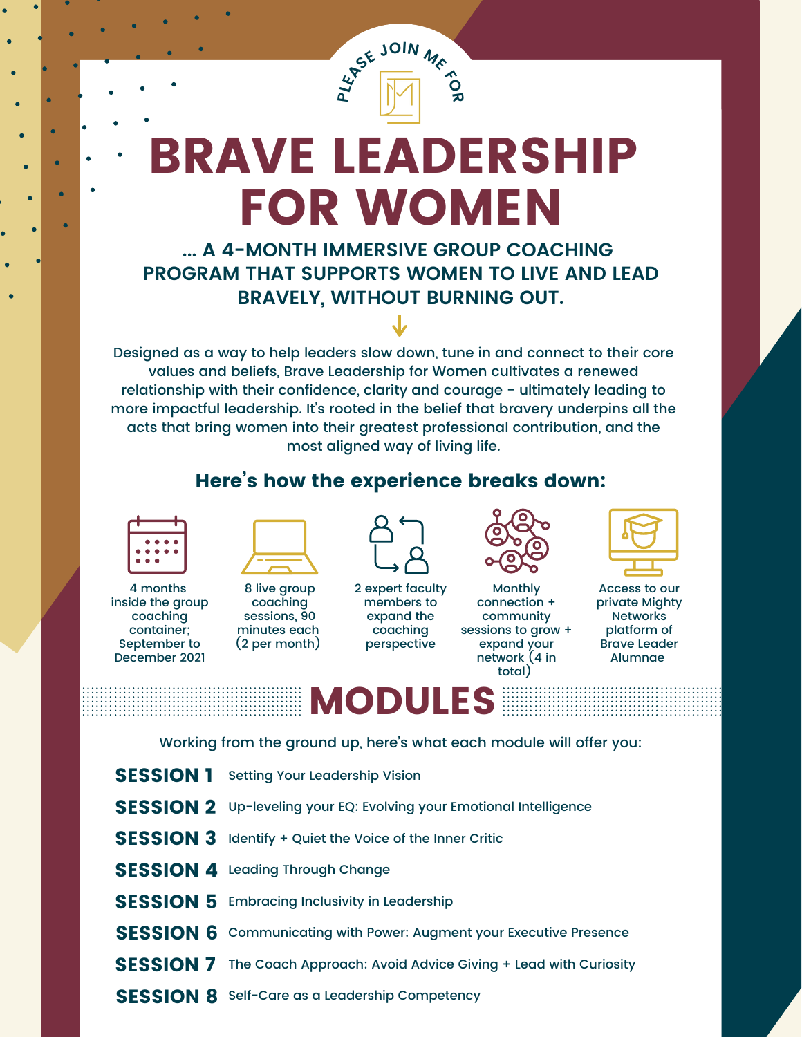PLEASE JOIN ME FOR

# BRAVE LEADERSHIP FOR WOMEN

### ... A 4-MONTH IMMERSIVE GROUP COACHING PROGRAM THAT SUPPORTS WOMEN TO LIVE AND LEAD BRAVELY, WITHOUT BURNING OUT.

Designed as a way to help leaders slow down, tune in and connect to their core values and beliefs, Brave Leadership for Women cultivates a renewed relationship with their confidence, clarity and courage - ultimately leading to more impactful leadership. It's rooted in the belief that bravery underpins all the acts that bring women into their greatest professional contribution, and the most aligned way of living life.

## Here's how the experience breaks down:

- 4 months inside the group coaching container; September to December 2021
- 8 live group coaching sessions, 90 minutes each (2 per month)
- 2 expert faculty members to expand the coaching perspective
- Monthly connection + community sessions to grow + expand your network (4 in total)
- Access to our private Mighty Networks platform of Brave Leader Alumnae

## MODULES

Working from the ground up, here's what each module will offer you:

**SESSION 1** Setting Your Leadership Vision

**SESSION 2** Up-leveling your EQ: Evolving your Emotional Intelligence

**SESSION 3** Identify + Quiet the Voice of the Inner Critic

**SESSION 4** Leading Through Change

**SESSION 5** Embracing Inclusivity in Leadership

**SESSION 6** Communicating with Power: Augment your Executive Presence

**SESSION 7** The Coach Approach: Avoid Advice Giving + Lead with Curiosity

**SESSION 8** Self-Care as a Leadership Competency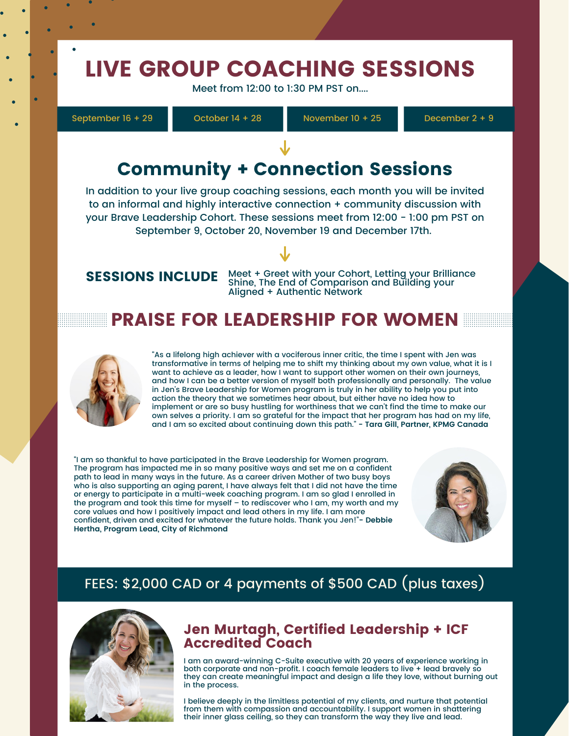# LIVE GROUP COACHING SESSIONS

Meet from 12:00 to 1:30 PM PST on....

| September 16 + 29 | October 14 + 28 | November 10 + 25 | December 2 + 9 |
|---|---|---|---|

## Community + Connection Sessions

In addition to your live group coaching sessions, each month you will be invited to an informal and highly interactive connection + community discussion with your Brave Leadership Cohort. These sessions meet from 12:00 - 1:00 pm PST on September 9, October 20, November 19 and December 17th.

**SESSIONS INCLUDE** Meet + Greet with your Cohort, Letting your Brilliance Shine, The End of Comparison and Building your Aligned + Authentic Network

## PRAISE FOR LEADERSHIP FOR WOMEN

"As a lifelong high achiever with a vociferous inner critic, the time I spent with Jen was transformative in terms of helping me to shift my thinking about my own value, what it is I want to achieve as a leader, how I want to support other women on their own journeys, and how I can be a better version of myself both professionally and personally. The value in Jen's Brave Leadership for Women program is truly in her ability to help you put into action the theory that we sometimes hear about, but either have no idea how to implement or are so busy hustling for worthiness that we can't find the time to make our own selves a priority. I am so grateful for the impact that her program has had on my life, and I am so excited about continuing down this path." **- Tara Gill, Partner, KPMG Canada**

"I am so thankful to have participated in the Brave Leadership for Women program. The program has impacted me in so many positive ways and set me on a confident path to lead in many ways in the future. As a career driven Mother of two busy boys who is also supporting an aging parent, I have always felt that I did not have the time or energy to participate in a multi-week coaching program. I am so glad I enrolled in the program and took this time for myself – to rediscover who I am, my worth and my core values and how I positively impact and lead others in my life. I am more confident, driven and excited for whatever the future holds. Thank you Jen!"**- Debbie Hertha, Program Lead, City of Richmond**

## FEES: $2,000 CAD or 4 payments of $500 CAD (plus taxes)

### Jen Murtagh, Certified Leadership + ICF Accredited Coach

I am an award-winning C-Suite executive with 20 years of experience working in both corporate and non-profit. I coach female leaders to live + lead bravely so they can create meaningful impact and design a life they love, without burning out in the process.

I believe deeply in the limitless potential of my clients, and nurture that potential from them with compassion and accountability. I support women in shattering their inner glass ceiling, so they can transform the way they live and lead.